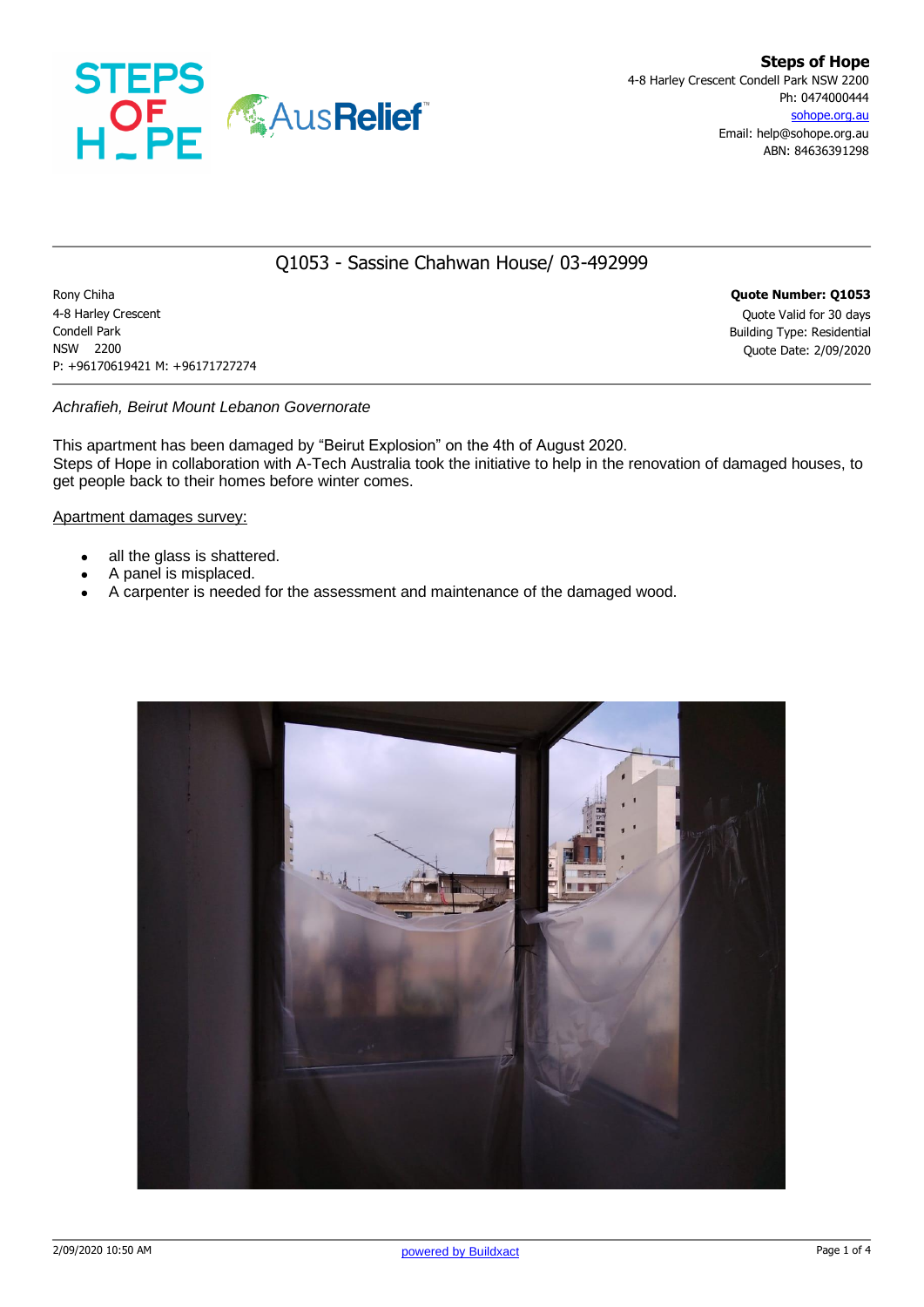**Steps of Hope**
4-8 Harley Crescent Condell Park NSW 2200
Ph: 0474000444
sohope.org.au
Email: help@sohope.org.au
ABN: 84636391298

# Q1053 - Sassine Chahwan House/ 03-492999

Rony Chiha
4-8 Harley Crescent
Condell Park
NSW 2200
P: +96170619421 M: +96171727274

**Quote Number: Q1053**
Quote Valid for 30 days
Building Type: Residential
Quote Date: 2/09/2020

*Achrafieh, Beirut Mount Lebanon Governorate*

This apartment has been damaged by "Beirut Explosion" on the 4th of August 2020.
Steps of Hope in collaboration with A-Tech Australia took the initiative to help in the renovation of damaged houses, to get people back to their homes before winter comes.

Apartment damages survey:

- all the glass is shattered.
- A panel is misplaced.
- A carpenter is needed for the assessment and maintenance of the damaged wood.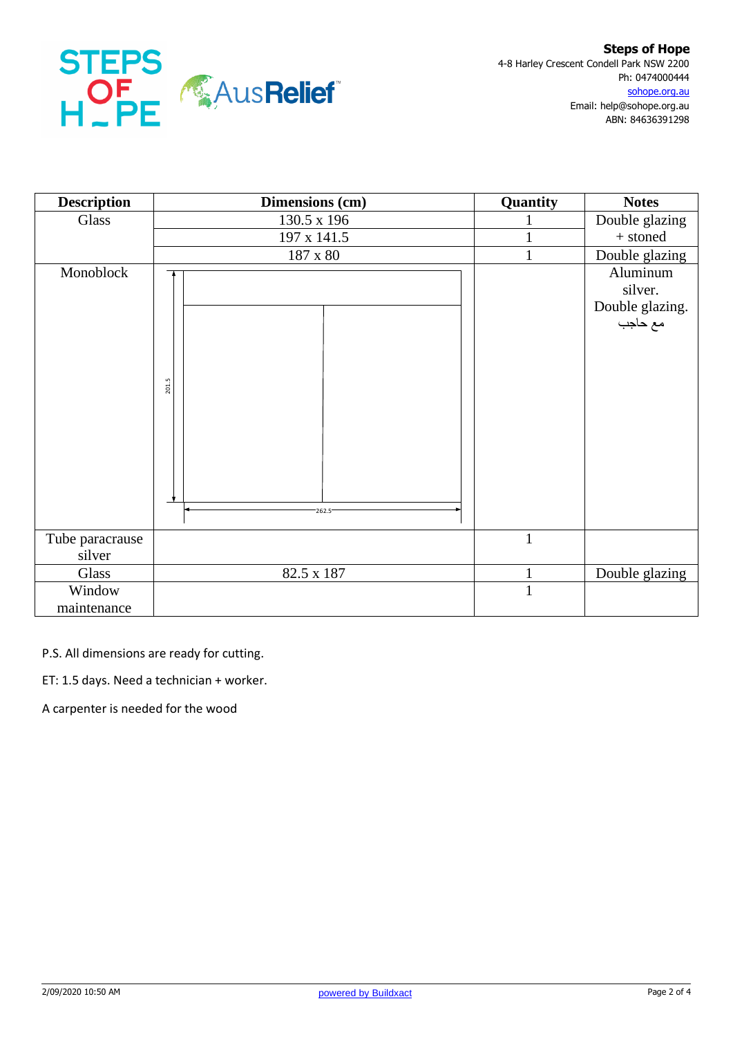**Steps of Hope**
4-8 Harley Crescent Condell Park NSW 2200
Ph: 0474000444
sohope.org.au
Email: help@sohope.org.au
ABN: 84636391298

| Description | Dimensions (cm) | Quantity | Notes |
|---|---|---|---|
| Glass | 130.5 x 196 | 1 | Double glazing + stoned |
| | 197 x 141.5 | 1 | |
| | 187 x 80 | 1 | Double glazing |
| Monoblock | 201.5 x 262.5 | | Aluminum silver. Double glazing. مع حاجب |
| Tube paracrause silver | | 1 | |
| Glass | 82.5 x 187 | 1 | Double glazing |
| Window maintenance | | 1 | |

P.S. All dimensions are ready for cutting.

ET: 1.5 days. Need a technician + worker.

A carpenter is needed for the wood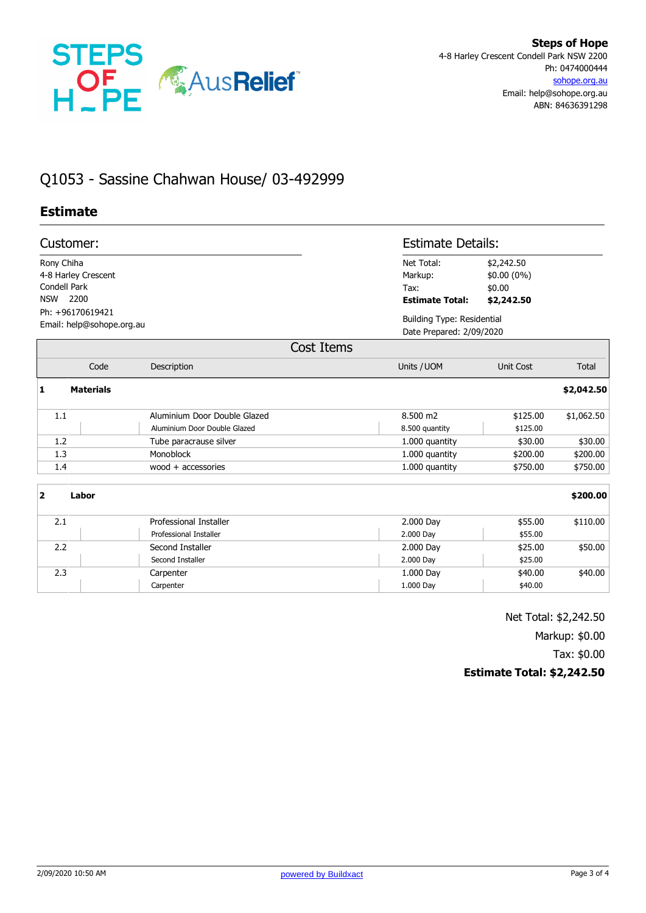**Steps of Hope**
4-8 Harley Crescent Condell Park NSW 2200
Ph: 0474000444
sohope.org.au
Email: help@sohope.org.au
ABN: 84636391298

# Q1053 - Sassine Chahwan House/ 03-492999

## Estimate

### Customer:

Rony Chiha
4-8 Harley Crescent
Condell Park
NSW 2200
Ph: +96170619421
Email: help@sohope.org.au

### Estimate Details:

Net Total: $2,242.50
Markup: $0.00 (0%)
Tax: $0.00
**Estimate Total: $2,242.50**

Building Type: Residential
Date Prepared: 2/09/2020

### Cost Items

| | Code | Description | Units / UOM | Unit Cost | Total |
|---|---|---|---|---|---|
| **1** | **Materials** | | | | **$2,042.50** |
| 1.1 | | Aluminium Door Double Glazed | 8.500 m2 | $125.00 | $1,062.50 |
| | | Aluminium Door Double Glazed | 8.500 quantity | $125.00 | |
| 1.2 | | Tube paracrause silver | 1.000 quantity | $30.00 | $30.00 |
| 1.3 | | Monoblock | 1.000 quantity | $200.00 | $200.00 |
| 1.4 | | wood + accessories | 1.000 quantity | $750.00 | $750.00 |
| **2** | **Labor** | | | | **$200.00** |
| 2.1 | | Professional Installer | 2.000 Day | $55.00 | $110.00 |
| | | Professional Installer | 2.000 Day | $55.00 | |
| 2.2 | | Second Installer | 2.000 Day | $25.00 | $50.00 |
| | | Second Installer | 2.000 Day | $25.00 | |
| 2.3 | | Carpenter | 1.000 Day | $40.00 | $40.00 |
| | | Carpenter | 1.000 Day | $40.00 | |

Net Total: $2,242.50
Markup: $0.00
Tax: $0.00
**Estimate Total: $2,242.50**

2/09/2020 10:50 AM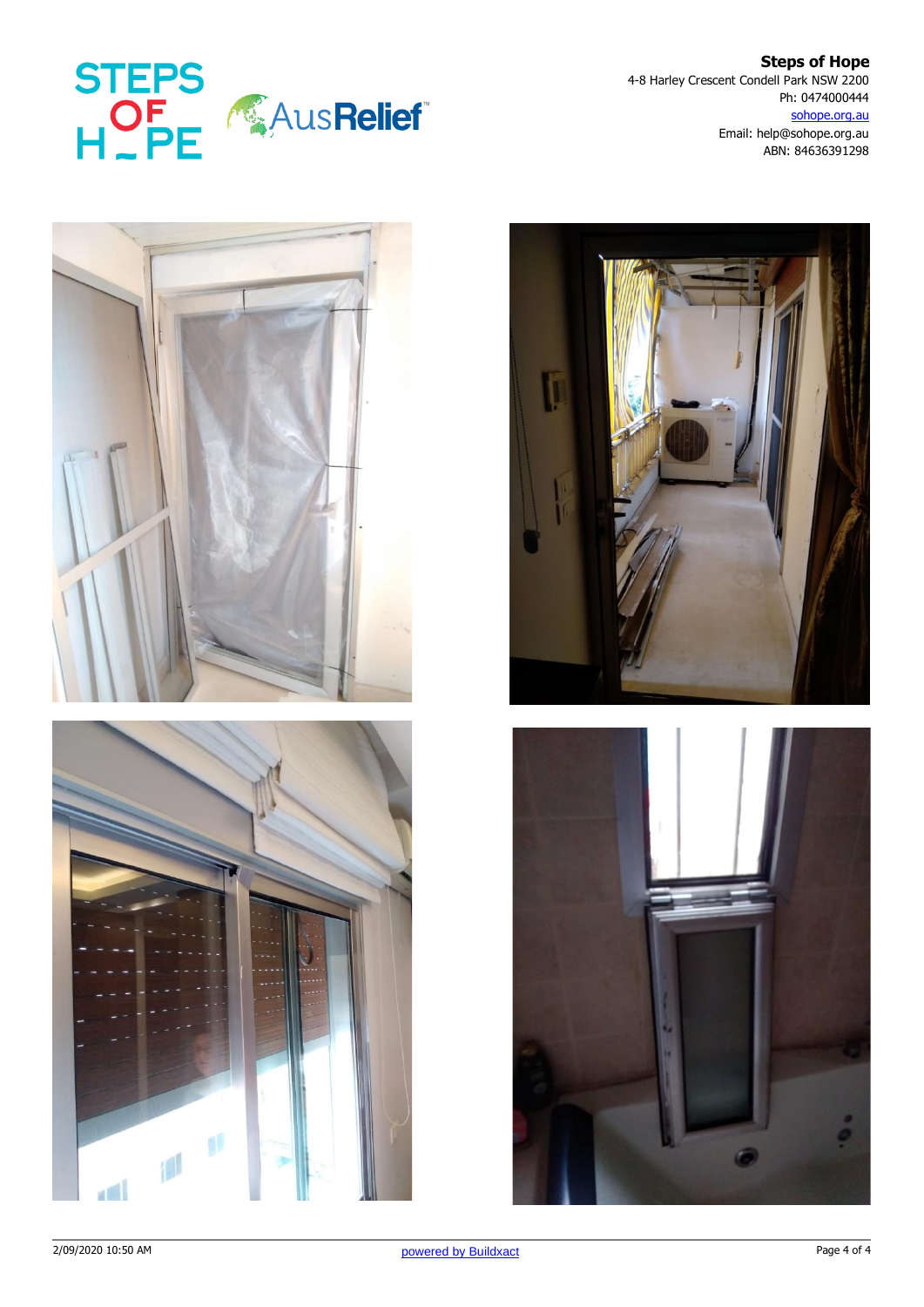**Steps of Hope**
4-8 Harley Crescent Condell Park NSW 2200
Ph: 0474000444
sohope.org.au
Email: help@sohope.org.au
ABN: 84636391298

2/09/2020 10:50 AM

powered by Buildxact